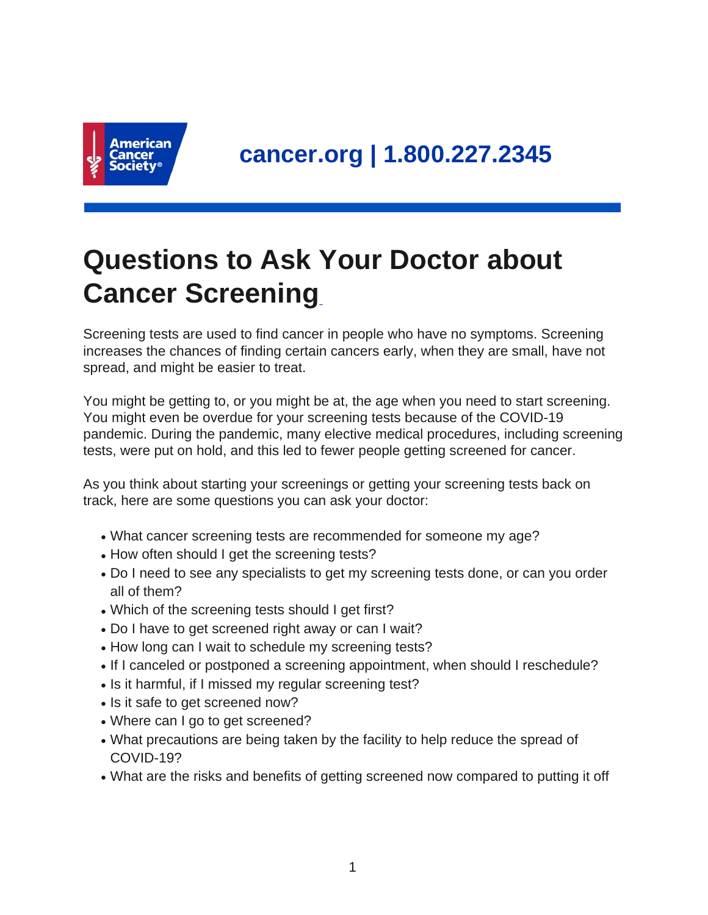cancer.org | 1.800.227.2345

# Questions to Ask Your Doctor about Cancer Screening

Screening tests are used to find cancer in people who have no symptoms. Screening increases the chances of finding certain cancers early, when they are small, have not spread, and might be easier to treat.

You might be getting to, or you might be at, the age when you need to start screening. You might even be overdue for your screening tests because of the COVID-19 pandemic. During the pandemic, many elective medical procedures, including screening tests, were put on hold, and this led to fewer people getting screened for cancer.

As you think about starting your screenings or getting your screening tests back on track, here are some questions you can ask your doctor:

- What cancer screening tests are recommended for someone my age?
- How often should I get the screening tests?
- Do I need to see any specialists to get my screening tests done, or can you order all of them?
- Which of the screening tests should I get first?
- Do I have to get screened right away or can I wait?
- How long can I wait to schedule my screening tests?
- If I canceled or postponed a screening appointment, when should I reschedule?
- Is it harmful, if I missed my regular screening test?
- Is it safe to get screened now?
- Where can I go to get screened?
- What precautions are being taken by the facility to help reduce the spread of COVID-19?
- What are the risks and benefits of getting screened now compared to putting it off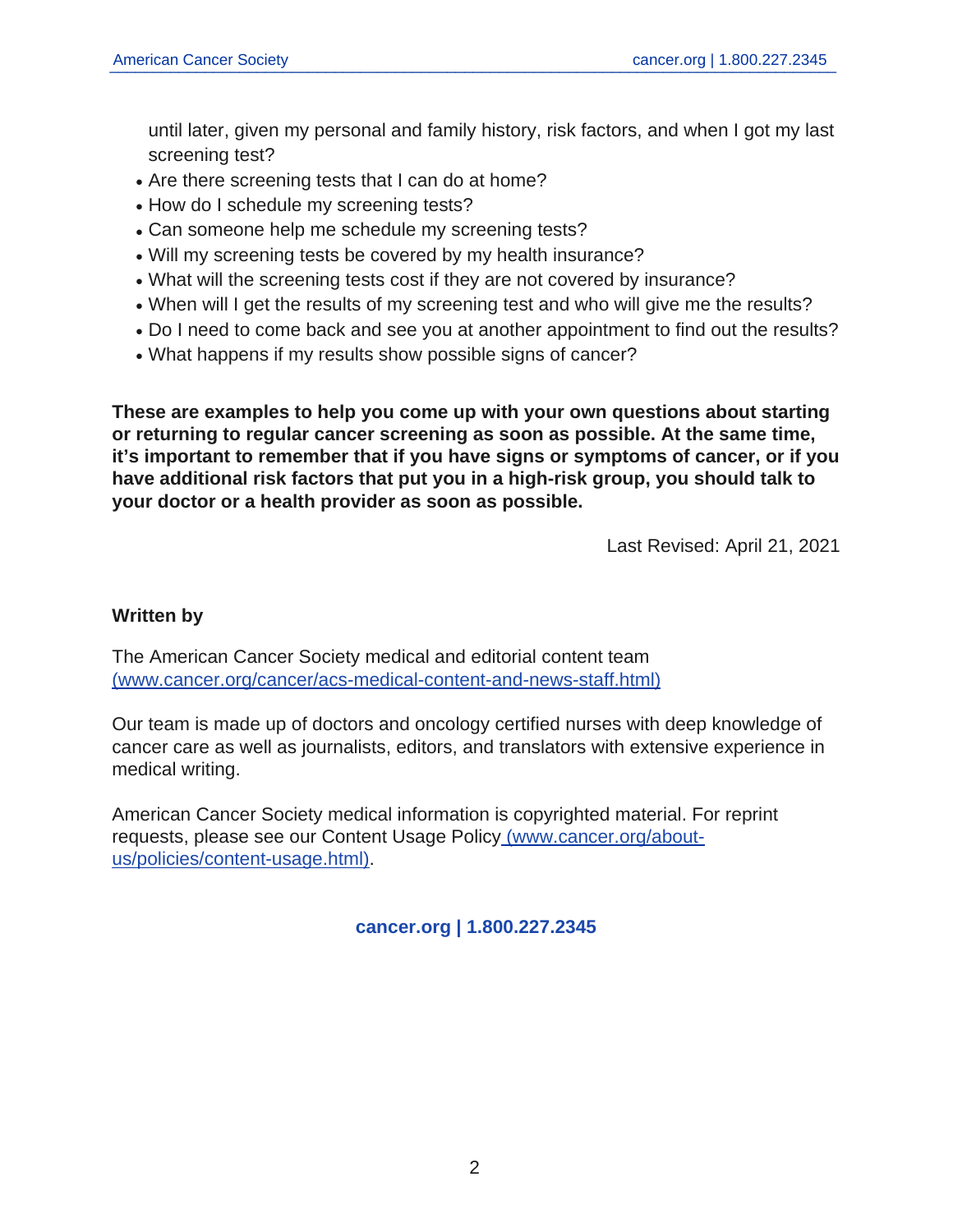until later, given my personal and family history, risk factors, and when I got my last screening test?
- Are there screening tests that I can do at home?
- How do I schedule my screening tests?
- Can someone help me schedule my screening tests?
- Will my screening tests be covered by my health insurance?
- What will the screening tests cost if they are not covered by insurance?
- When will I get the results of my screening test and who will give me the results?
- Do I need to come back and see you at another appointment to find out the results?
- What happens if my results show possible signs of cancer?

**These are examples to help you come up with your own questions about starting or returning to regular cancer screening as soon as possible. At the same time, it's important to remember that if you have signs or symptoms of cancer, or if you have additional risk factors that put you in a high-risk group, you should talk to your doctor or a health provider as soon as possible.**

Last Revised: April 21, 2021

**Written by**

The American Cancer Society medical and editorial content team (www.cancer.org/cancer/acs-medical-content-and-news-staff.html)

Our team is made up of doctors and oncology certified nurses with deep knowledge of cancer care as well as journalists, editors, and translators with extensive experience in medical writing.

American Cancer Society medical information is copyrighted material. For reprint requests, please see our Content Usage Policy (www.cancer.org/about-us/policies/content-usage.html).

**cancer.org | 1.800.227.2345**